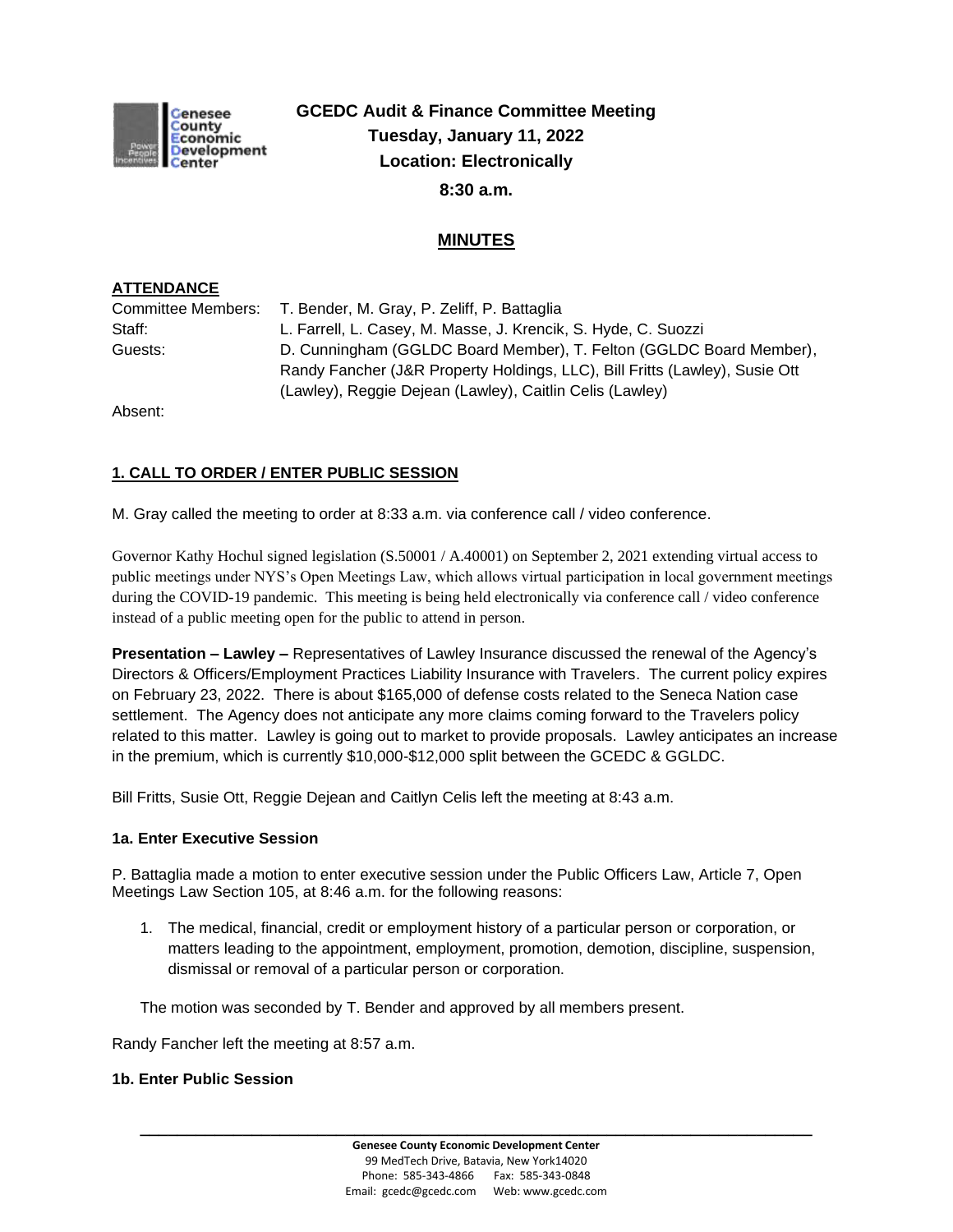# GCEDC Audit & Finance Committee Meeting
**Tuesday, January 11, 2022**
**Location: Electronically**
**8:30 a.m.**

## MINUTES

**ATTENDANCE**

| | |
|---|---|
| Committee Members: | T. Bender, M. Gray, P. Zeliff, P. Battaglia |
| Staff: | L. Farrell, L. Casey, M. Masse, J. Krencik, S. Hyde, C. Suozzi |
| Guests: | D. Cunningham (GGLDC Board Member), T. Felton (GGLDC Board Member), Randy Fancher (J&R Property Holdings, LLC), Bill Fritts (Lawley), Susie Ott (Lawley), Reggie Dejean (Lawley), Caitlin Celis (Lawley) |
| Absent: | |

### 1. CALL TO ORDER / ENTER PUBLIC SESSION

M. Gray called the meeting to order at 8:33 a.m. via conference call / video conference.

Governor Kathy Hochul signed legislation (S.50001 / A.40001) on September 2, 2021 extending virtual access to public meetings under NYS's Open Meetings Law, which allows virtual participation in local government meetings during the COVID-19 pandemic. This meeting is being held electronically via conference call / video conference instead of a public meeting open for the public to attend in person.

**Presentation – Lawley –** Representatives of Lawley Insurance discussed the renewal of the Agency's Directors & Officers/Employment Practices Liability Insurance with Travelers. The current policy expires on February 23, 2022. There is about $165,000 of defense costs related to the Seneca Nation case settlement. The Agency does not anticipate any more claims coming forward to the Travelers policy related to this matter. Lawley is going out to market to provide proposals. Lawley anticipates an increase in the premium, which is currently $10,000-$12,000 split between the GCEDC & GGLDC.

Bill Fritts, Susie Ott, Reggie Dejean and Caitlyn Celis left the meeting at 8:43 a.m.

### 1a. Enter Executive Session

P. Battaglia made a motion to enter executive session under the Public Officers Law, Article 7, Open Meetings Law Section 105, at 8:46 a.m. for the following reasons:

1. The medical, financial, credit or employment history of a particular person or corporation, or matters leading to the appointment, employment, promotion, demotion, discipline, suspension, dismissal or removal of a particular person or corporation.

The motion was seconded by T. Bender and approved by all members present.

Randy Fancher left the meeting at 8:57 a.m.

### 1b. Enter Public Session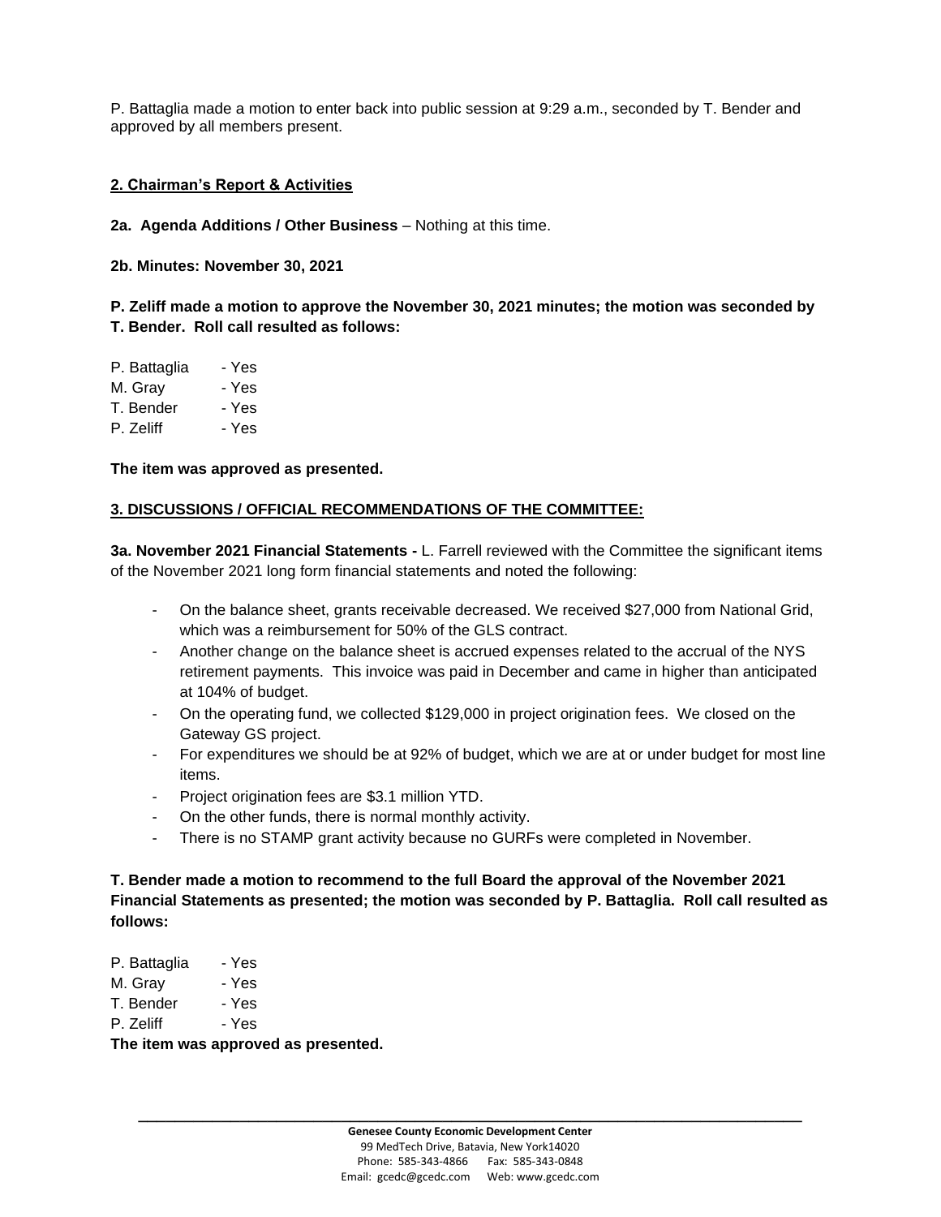P. Battaglia made a motion to enter back into public session at 9:29 a.m., seconded by T. Bender and approved by all members present.

**2. Chairman's Report & Activities**

**2a. Agenda Additions / Other Business** – Nothing at this time.

**2b. Minutes: November 30, 2021**

**P. Zeliff made a motion to approve the November 30, 2021 minutes; the motion was seconded by T. Bender. Roll call resulted as follows:**

P. Battaglia - Yes
M. Gray - Yes
T. Bender - Yes
P. Zeliff - Yes

**The item was approved as presented.**

**3. DISCUSSIONS / OFFICIAL RECOMMENDATIONS OF THE COMMITTEE:**

**3a. November 2021 Financial Statements -** L. Farrell reviewed with the Committee the significant items of the November 2021 long form financial statements and noted the following:

- On the balance sheet, grants receivable decreased. We received $27,000 from National Grid, which was a reimbursement for 50% of the GLS contract.
- Another change on the balance sheet is accrued expenses related to the accrual of the NYS retirement payments. This invoice was paid in December and came in higher than anticipated at 104% of budget.
- On the operating fund, we collected $129,000 in project origination fees. We closed on the Gateway GS project.
- For expenditures we should be at 92% of budget, which we are at or under budget for most line items.
- Project origination fees are $3.1 million YTD.
- On the other funds, there is normal monthly activity.
- There is no STAMP grant activity because no GURFs were completed in November.

**T. Bender made a motion to recommend to the full Board the approval of the November 2021 Financial Statements as presented; the motion was seconded by P. Battaglia. Roll call resulted as follows:**

P. Battaglia - Yes
M. Gray - Yes
T. Bender - Yes
P. Zeliff - Yes

**The item was approved as presented.**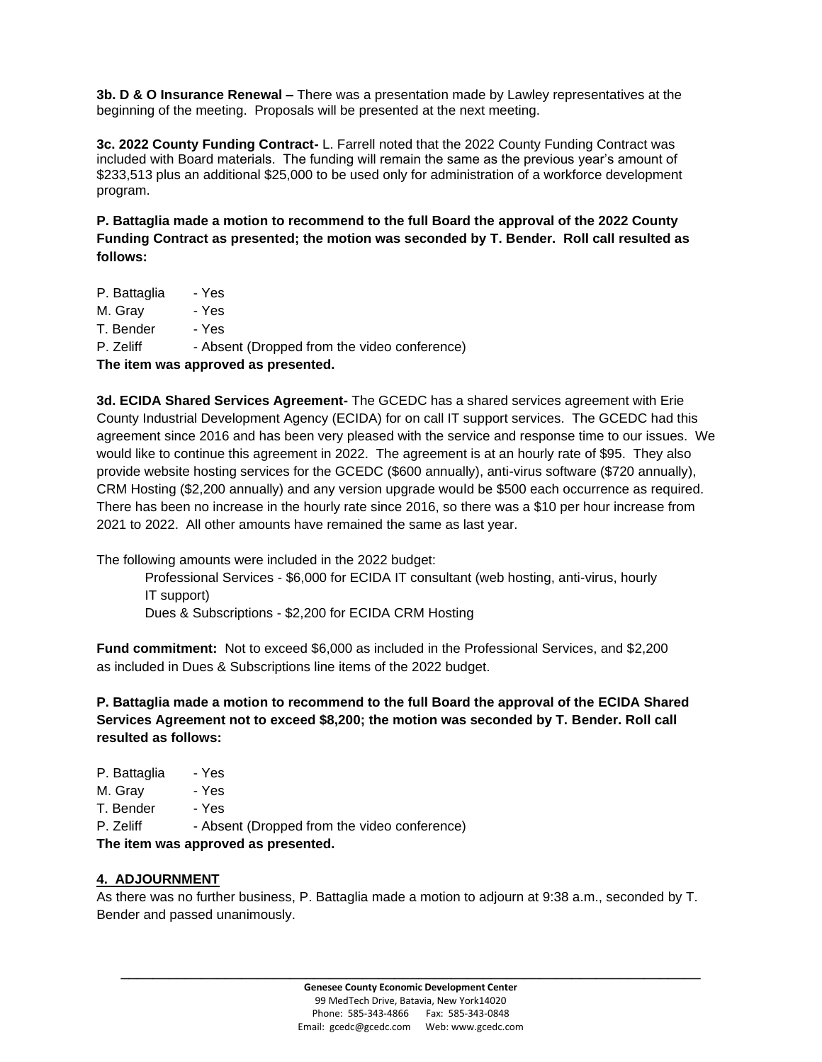**3b. D & O Insurance Renewal –** There was a presentation made by Lawley representatives at the beginning of the meeting. Proposals will be presented at the next meeting.

**3c. 2022 County Funding Contract-** L. Farrell noted that the 2022 County Funding Contract was included with Board materials. The funding will remain the same as the previous year's amount of $233,513 plus an additional $25,000 to be used only for administration of a workforce development program.

**P. Battaglia made a motion to recommend to the full Board the approval of the 2022 County Funding Contract as presented; the motion was seconded by T. Bender. Roll call resulted as follows:**

P. Battaglia - Yes
M. Gray - Yes
T. Bender - Yes
P. Zeliff - Absent (Dropped from the video conference)
**The item was approved as presented.**

**3d. ECIDA Shared Services Agreement-** The GCEDC has a shared services agreement with Erie County Industrial Development Agency (ECIDA) for on call IT support services. The GCEDC had this agreement since 2016 and has been very pleased with the service and response time to our issues. We would like to continue this agreement in 2022. The agreement is at an hourly rate of $95. They also provide website hosting services for the GCEDC ($600 annually), anti-virus software ($720 annually), CRM Hosting ($2,200 annually) and any version upgrade would be $500 each occurrence as required. There has been no increase in the hourly rate since 2016, so there was a $10 per hour increase from 2021 to 2022. All other amounts have remained the same as last year.

The following amounts were included in the 2022 budget:

Professional Services - $6,000 for ECIDA IT consultant (web hosting, anti-virus, hourly IT support)
Dues & Subscriptions - $2,200 for ECIDA CRM Hosting

**Fund commitment:** Not to exceed $6,000 as included in the Professional Services, and $2,200 as included in Dues & Subscriptions line items of the 2022 budget.

**P. Battaglia made a motion to recommend to the full Board the approval of the ECIDA Shared Services Agreement not to exceed $8,200; the motion was seconded by T. Bender. Roll call resulted as follows:**

P. Battaglia - Yes
M. Gray - Yes
T. Bender - Yes
P. Zeliff - Absent (Dropped from the video conference)
**The item was approved as presented.**

## 4. ADJOURNMENT

As there was no further business, P. Battaglia made a motion to adjourn at 9:38 a.m., seconded by T. Bender and passed unanimously.